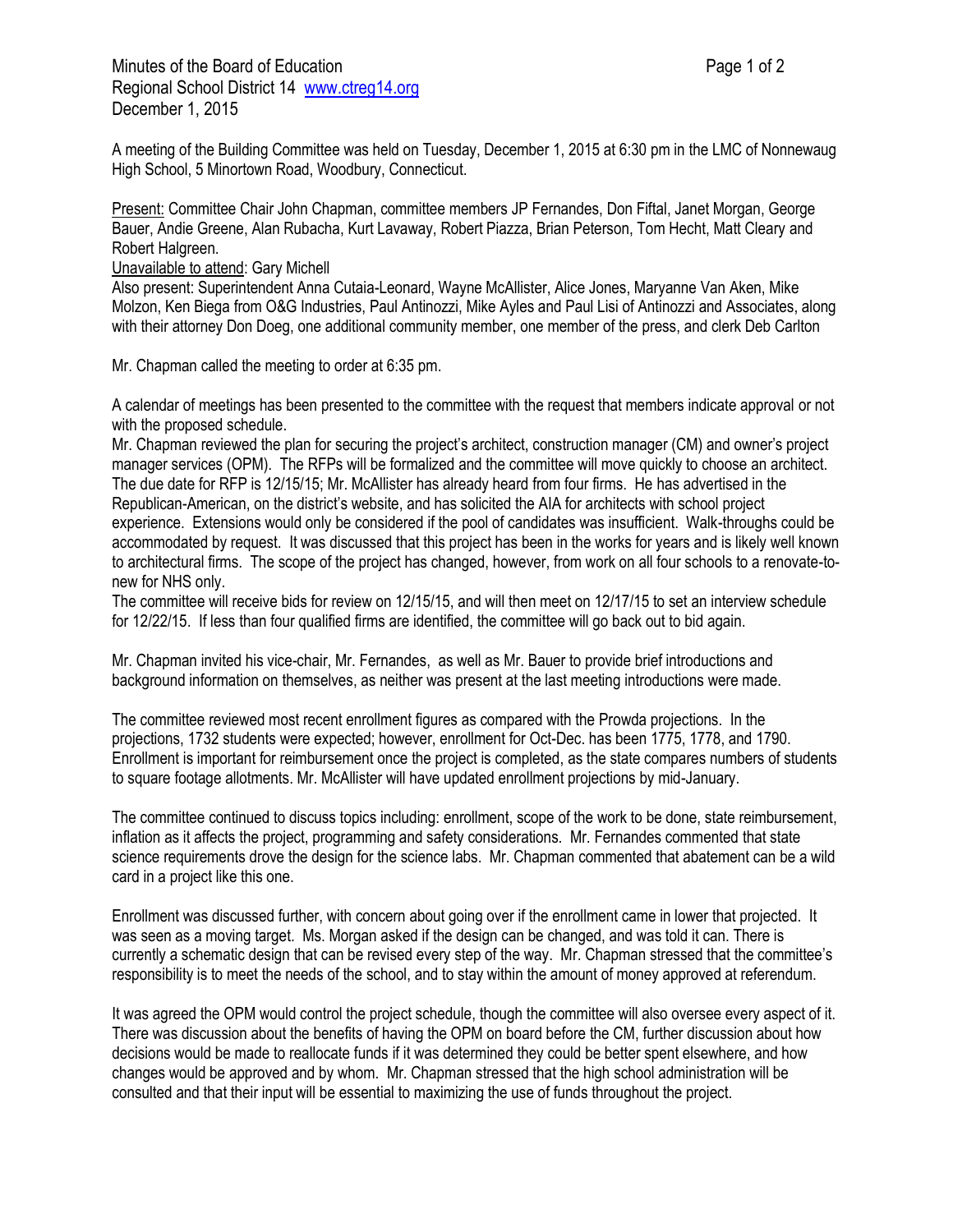Minutes of the Board of Education
Regional School District 14 www.ctreg14.org
December 1, 2015

A meeting of the Building Committee was held on Tuesday, December 1, 2015 at 6:30 pm in the LMC of Nonnewaug High School, 5 Minortown Road, Woodbury, Connecticut.

Present: Committee Chair John Chapman, committee members JP Fernandes, Don Fiftal, Janet Morgan, George Bauer, Andie Greene, Alan Rubacha, Kurt Lavaway, Robert Piazza, Brian Peterson, Tom Hecht, Matt Cleary and Robert Halgreen.
Unavailable to attend: Gary Michell
Also present: Superintendent Anna Cutaia-Leonard, Wayne McAllister, Alice Jones, Maryanne Van Aken, Mike Molzon, Ken Biega from O&G Industries, Paul Antinozzi, Mike Ayles and Paul Lisi of Antinozzi and Associates, along with their attorney Don Doeg, one additional community member, one member of the press, and clerk Deb Carlton

Mr. Chapman called the meeting to order at 6:35 pm.

A calendar of meetings has been presented to the committee with the request that members indicate approval or not with the proposed schedule.
Mr. Chapman reviewed the plan for securing the project's architect, construction manager (CM) and owner's project manager services (OPM). The RFPs will be formalized and the committee will move quickly to choose an architect. The due date for RFP is 12/15/15; Mr. McAllister has already heard from four firms. He has advertised in the Republican-American, on the district's website, and has solicited the AIA for architects with school project experience. Extensions would only be considered if the pool of candidates was insufficient. Walk-throughs could be accommodated by request. It was discussed that this project has been in the works for years and is likely well known to architectural firms. The scope of the project has changed, however, from work on all four schools to a renovate-to-new for NHS only.
The committee will receive bids for review on 12/15/15, and will then meet on 12/17/15 to set an interview schedule for 12/22/15. If less than four qualified firms are identified, the committee will go back out to bid again.

Mr. Chapman invited his vice-chair, Mr. Fernandes, as well as Mr. Bauer to provide brief introductions and background information on themselves, as neither was present at the last meeting introductions were made.

The committee reviewed most recent enrollment figures as compared with the Prowda projections. In the projections, 1732 students were expected; however, enrollment for Oct-Dec. has been 1775, 1778, and 1790. Enrollment is important for reimbursement once the project is completed, as the state compares numbers of students to square footage allotments. Mr. McAllister will have updated enrollment projections by mid-January.

The committee continued to discuss topics including: enrollment, scope of the work to be done, state reimbursement, inflation as it affects the project, programming and safety considerations. Mr. Fernandes commented that state science requirements drove the design for the science labs. Mr. Chapman commented that abatement can be a wild card in a project like this one.

Enrollment was discussed further, with concern about going over if the enrollment came in lower that projected. It was seen as a moving target. Ms. Morgan asked if the design can be changed, and was told it can. There is currently a schematic design that can be revised every step of the way. Mr. Chapman stressed that the committee's responsibility is to meet the needs of the school, and to stay within the amount of money approved at referendum.

It was agreed the OPM would control the project schedule, though the committee will also oversee every aspect of it. There was discussion about the benefits of having the OPM on board before the CM, further discussion about how decisions would be made to reallocate funds if it was determined they could be better spent elsewhere, and how changes would be approved and by whom. Mr. Chapman stressed that the high school administration will be consulted and that their input will be essential to maximizing the use of funds throughout the project.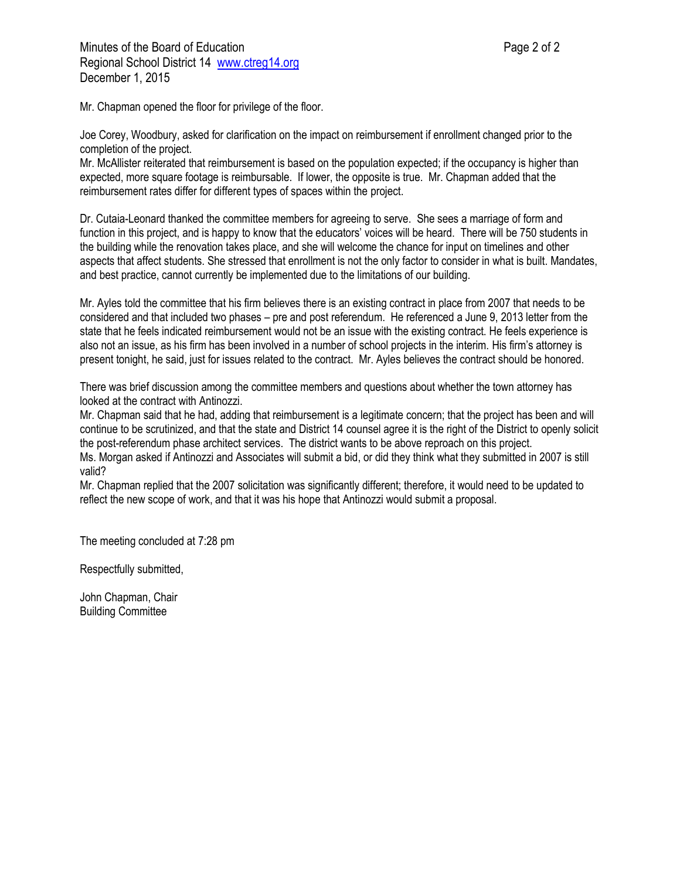Mr. Chapman opened the floor for privilege of the floor.

Joe Corey, Woodbury, asked for clarification on the impact on reimbursement if enrollment changed prior to the completion of the project.
Mr. McAllister reiterated that reimbursement is based on the population expected; if the occupancy is higher than expected, more square footage is reimbursable. If lower, the opposite is true. Mr. Chapman added that the reimbursement rates differ for different types of spaces within the project.

Dr. Cutaia-Leonard thanked the committee members for agreeing to serve. She sees a marriage of form and function in this project, and is happy to know that the educators' voices will be heard. There will be 750 students in the building while the renovation takes place, and she will welcome the chance for input on timelines and other aspects that affect students. She stressed that enrollment is not the only factor to consider in what is built. Mandates, and best practice, cannot currently be implemented due to the limitations of our building.

Mr. Ayles told the committee that his firm believes there is an existing contract in place from 2007 that needs to be considered and that included two phases – pre and post referendum. He referenced a June 9, 2013 letter from the state that he feels indicated reimbursement would not be an issue with the existing contract. He feels experience is also not an issue, as his firm has been involved in a number of school projects in the interim. His firm's attorney is present tonight, he said, just for issues related to the contract. Mr. Ayles believes the contract should be honored.

There was brief discussion among the committee members and questions about whether the town attorney has looked at the contract with Antinozzi.
Mr. Chapman said that he had, adding that reimbursement is a legitimate concern; that the project has been and will continue to be scrutinized, and that the state and District 14 counsel agree it is the right of the District to openly solicit the post-referendum phase architect services. The district wants to be above reproach on this project.
Ms. Morgan asked if Antinozzi and Associates will submit a bid, or did they think what they submitted in 2007 is still valid?
Mr. Chapman replied that the 2007 solicitation was significantly different; therefore, it would need to be updated to reflect the new scope of work, and that it was his hope that Antinozzi would submit a proposal.

The meeting concluded at 7:28 pm

Respectfully submitted,

John Chapman, Chair
Building Committee